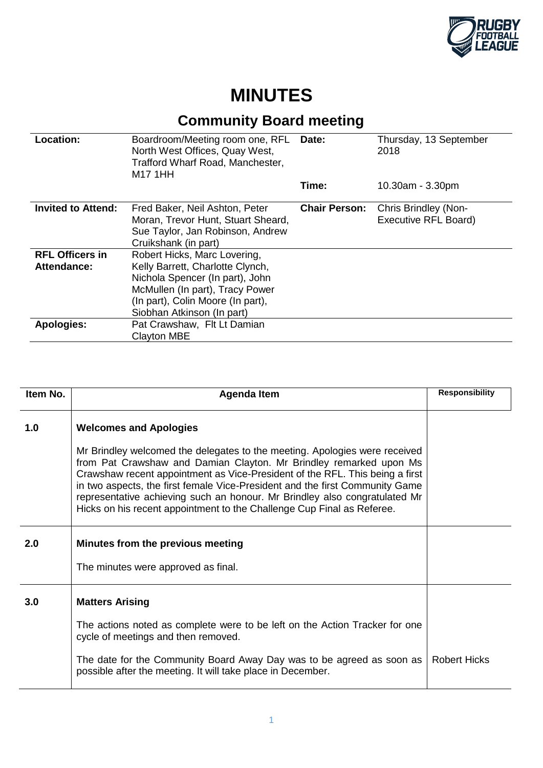# MINUTES

## Community Board meeting

| | | | |
|---|---|---|---|
| **Location:** | Boardroom/Meeting room one, RFL North West Offices, Quay West, Trafford Wharf Road, Manchester, M17 1HH | **Date:** | Thursday, 13 September 2018 |
| | | **Time:** | 10.30am - 3.30pm |
| **Invited to Attend:** | Fred Baker, Neil Ashton, Peter Moran, Trevor Hunt, Stuart Sheard, Sue Taylor, Jan Robinson, Andrew Cruikshank (in part) | **Chair Person:** | Chris Brindley (Non-Executive RFL Board) |
| **RFL Officers in Attendance:** | Robert Hicks, Marc Lovering, Kelly Barrett, Charlotte Clynch, Nichola Spencer (In part), John McMullen (In part), Tracy Power (In part), Colin Moore (In part), Siobhan Atkinson (In part) | | |
| **Apologies:** | Pat Crawshaw, Flt Lt Damian Clayton MBE | | |

| Item No. | Agenda Item | Responsibility |
|---|---|---|
| 1.0 | **Welcomes and Apologies**<br><br>Mr Brindley welcomed the delegates to the meeting. Apologies were received from Pat Crawshaw and Damian Clayton. Mr Brindley remarked upon Ms Crawshaw recent appointment as Vice-President of the RFL. This being a first in two aspects, the first female Vice-President and the first Community Game representative achieving such an honour. Mr Brindley also congratulated Mr Hicks on his recent appointment to the Challenge Cup Final as Referee. | |
| 2.0 | **Minutes from the previous meeting**<br><br>The minutes were approved as final. | |
| 3.0 | **Matters Arising**<br><br>The actions noted as complete were to be left on the Action Tracker for one cycle of meetings and then removed.<br><br>The date for the Community Board Away Day was to be agreed as soon as possible after the meeting. It will take place in December. | Robert Hicks |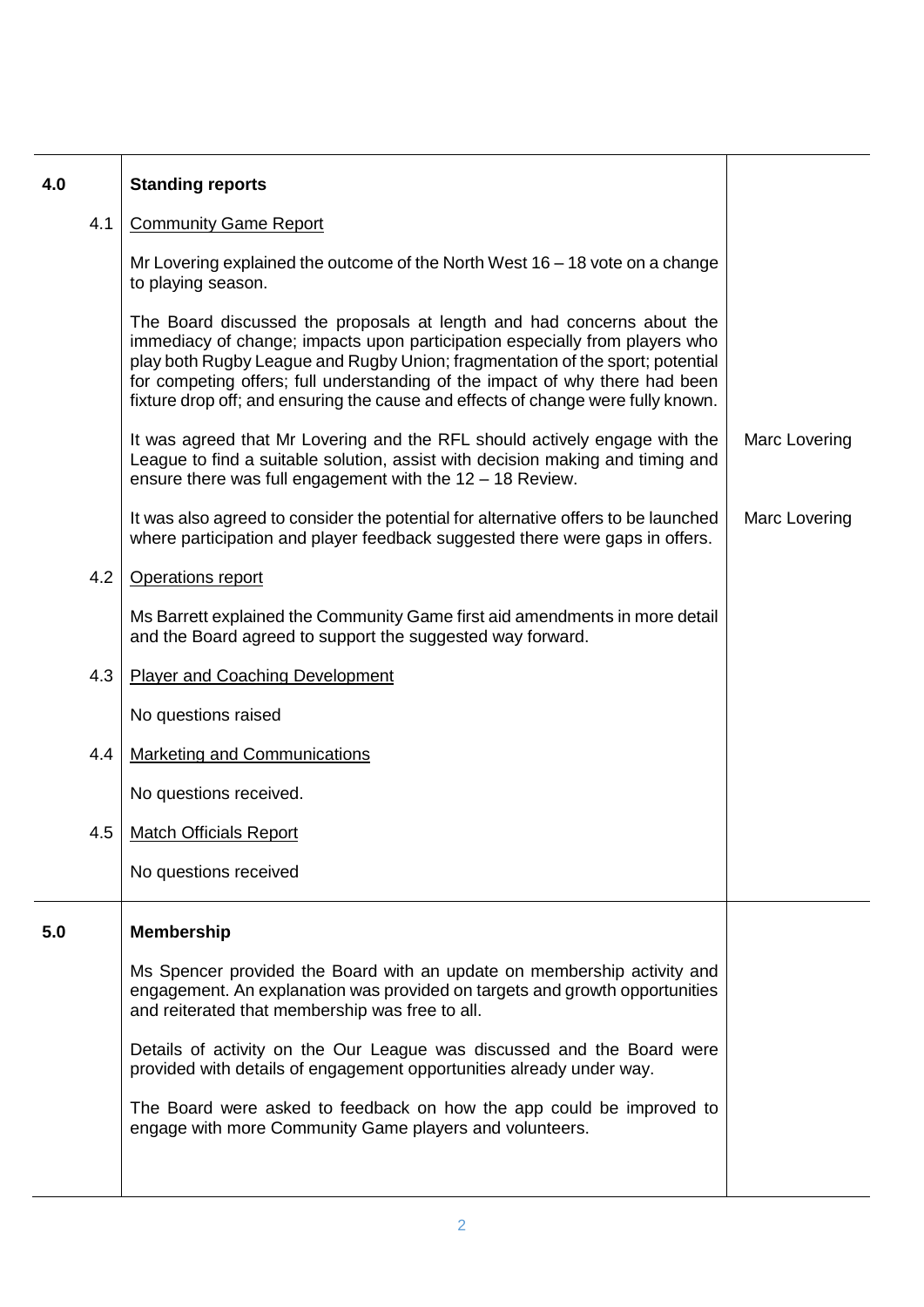| | | | |
|---|---|---|---|
| **4.0** | | **Standing reports** | |
| | 4.1 | Community Game Report | |
| | | Mr Lovering explained the outcome of the North West 16 – 18 vote on a change to playing season. | |
| | | The Board discussed the proposals at length and had concerns about the immediacy of change; impacts upon participation especially from players who play both Rugby League and Rugby Union; fragmentation of the sport; potential for competing offers; full understanding of the impact of why there had been fixture drop off; and ensuring the cause and effects of change were fully known. | |
| | | It was agreed that Mr Lovering and the RFL should actively engage with the League to find a suitable solution, assist with decision making and timing and ensure there was full engagement with the 12 – 18 Review. | Marc Lovering |
| | | It was also agreed to consider the potential for alternative offers to be launched where participation and player feedback suggested there were gaps in offers. | Marc Lovering |
| | 4.2 | Operations report | |
| | | Ms Barrett explained the Community Game first aid amendments in more detail and the Board agreed to support the suggested way forward. | |
| | 4.3 | Player and Coaching Development | |
| | | No questions raised | |
| | 4.4 | Marketing and Communications | |
| | | No questions received. | |
| | 4.5 | Match Officials Report | |
| | | No questions received | |
| **5.0** | | **Membership** | |
| | | Ms Spencer provided the Board with an update on membership activity and engagement. An explanation was provided on targets and growth opportunities and reiterated that membership was free to all. | |
| | | Details of activity on the Our League was discussed and the Board were provided with details of engagement opportunities already under way. | |
| | | The Board were asked to feedback on how the app could be improved to engage with more Community Game players and volunteers. | |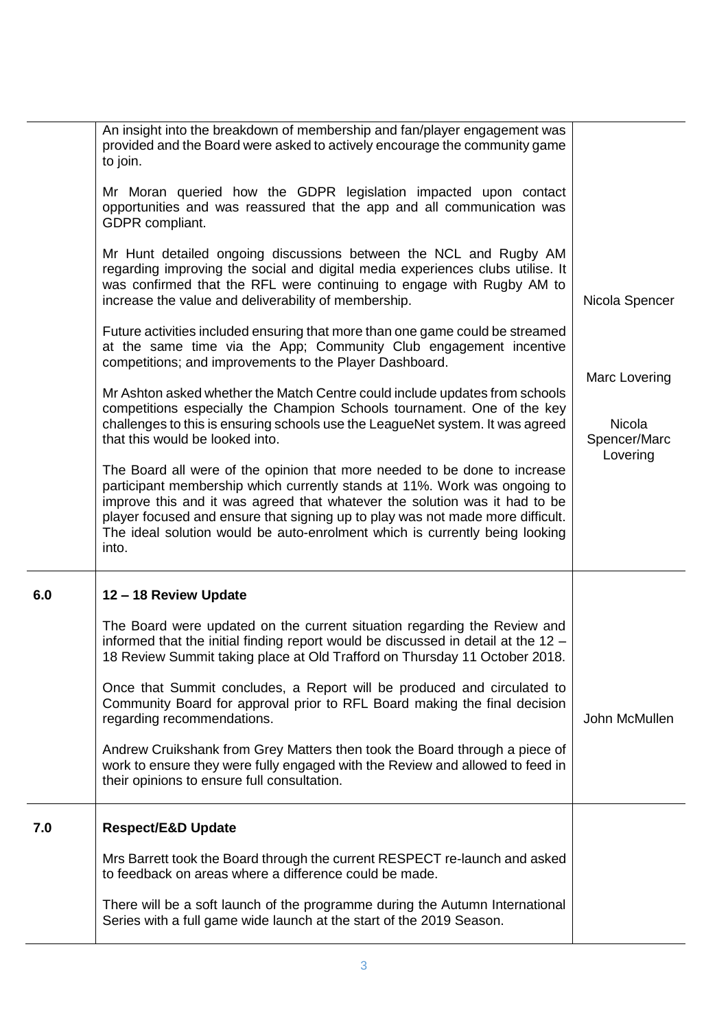| | | |
|---|---|---|
| | An insight into the breakdown of membership and fan/player engagement was provided and the Board were asked to actively encourage the community game to join.<br><br>Mr Moran queried how the GDPR legislation impacted upon contact opportunities and was reassured that the app and all communication was GDPR compliant.<br><br>Mr Hunt detailed ongoing discussions between the NCL and Rugby AM regarding improving the social and digital media experiences clubs utilise. It was confirmed that the RFL were continuing to engage with Rugby AM to increase the value and deliverability of membership.<br><br>Future activities included ensuring that more than one game could be streamed at the same time via the App; Community Club engagement incentive competitions; and improvements to the Player Dashboard.<br><br>Mr Ashton asked whether the Match Centre could include updates from schools competitions especially the Champion Schools tournament. One of the key challenges to this is ensuring schools use the LeagueNet system. It was agreed that this would be looked into.<br><br>The Board all were of the opinion that more needed to be done to increase participant membership which currently stands at 11%. Work was ongoing to improve this and it was agreed that whatever the solution was it had to be player focused and ensure that signing up to play was not made more difficult. The ideal solution would be auto-enrolment which is currently being looking into. | Nicola Spencer<br><br>Marc Lovering<br><br>Nicola Spencer/Marc Lovering |
| **6.0** | **12 – 18 Review Update**<br><br>The Board were updated on the current situation regarding the Review and informed that the initial finding report would be discussed in detail at the 12 – 18 Review Summit taking place at Old Trafford on Thursday 11 October 2018.<br><br>Once that Summit concludes, a Report will be produced and circulated to Community Board for approval prior to RFL Board making the final decision regarding recommendations.<br><br>Andrew Cruikshank from Grey Matters then took the Board through a piece of work to ensure they were fully engaged with the Review and allowed to feed in their opinions to ensure full consultation. | John McMullen |
| **7.0** | **Respect/E&D Update**<br><br>Mrs Barrett took the Board through the current RESPECT re-launch and asked to feedback on areas where a difference could be made.<br><br>There will be a soft launch of the programme during the Autumn International Series with a full game wide launch at the start of the 2019 Season. | |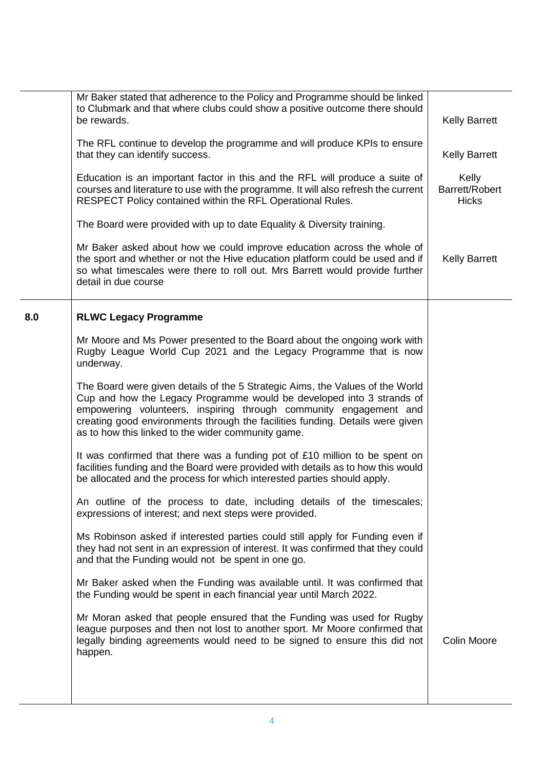| | | |
|---|---|---|
| | Mr Baker stated that adherence to the Policy and Programme should be linked to Clubmark and that where clubs could show a positive outcome there should be rewards. | Kelly Barrett |
| | The RFL continue to develop the programme and will produce KPIs to ensure that they can identify success. | Kelly Barrett |
| | Education is an important factor in this and the RFL will produce a suite of courses and literature to use with the programme. It will also refresh the current RESPECT Policy contained within the RFL Operational Rules. | Kelly Barrett/Robert Hicks |
| | The Board were provided with up to date Equality & Diversity training. | |
| | Mr Baker asked about how we could improve education across the whole of the sport and whether or not the Hive education platform could be used and if so what timescales were there to roll out. Mrs Barrett would provide further detail in due course | Kelly Barrett |
| **8.0** | **RLWC Legacy Programme** | |
| | Mr Moore and Ms Power presented to the Board about the ongoing work with Rugby League World Cup 2021 and the Legacy Programme that is now underway. | |
| | The Board were given details of the 5 Strategic Aims, the Values of the World Cup and how the Legacy Programme would be developed into 3 strands of empowering volunteers, inspiring through community engagement and creating good environments through the facilities funding. Details were given as to how this linked to the wider community game. | |
| | It was confirmed that there was a funding pot of £10 million to be spent on facilities funding and the Board were provided with details as to how this would be allocated and the process for which interested parties should apply. | |
| | An outline of the process to date, including details of the timescales; expressions of interest; and next steps were provided. | |
| | Ms Robinson asked if interested parties could still apply for Funding even if they had not sent in an expression of interest. It was confirmed that they could and that the Funding would not be spent in one go. | |
| | Mr Baker asked when the Funding was available until. It was confirmed that the Funding would be spent in each financial year until March 2022. | |
| | Mr Moran asked that people ensured that the Funding was used for Rugby league purposes and then not lost to another sport. Mr Moore confirmed that legally binding agreements would need to be signed to ensure this did not happen. | Colin Moore |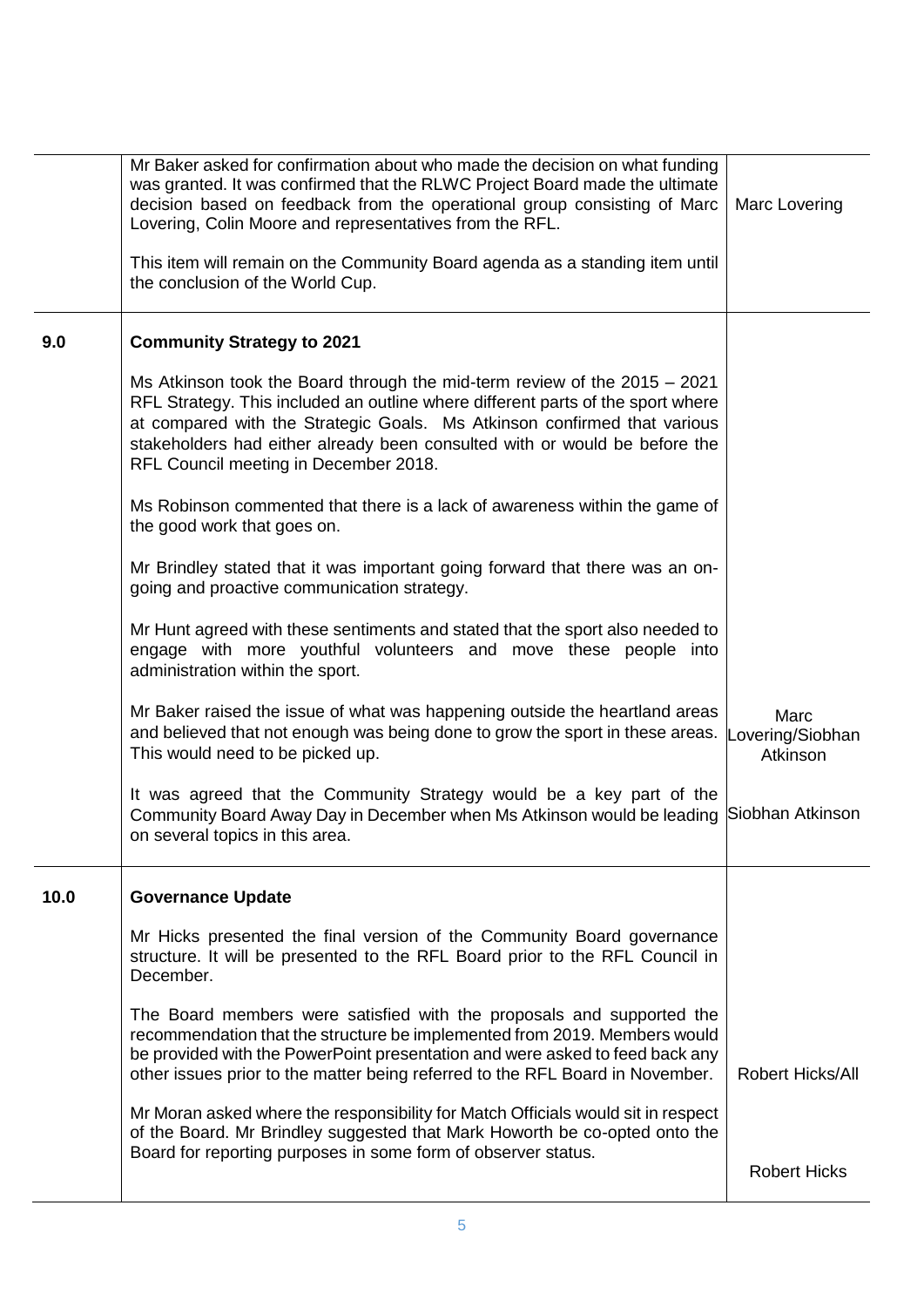| | | |
|---|---|---|
| | Mr Baker asked for confirmation about who made the decision on what funding was granted. It was confirmed that the RLWC Project Board made the ultimate decision based on feedback from the operational group consisting of Marc Lovering, Colin Moore and representatives from the RFL.<br><br>This item will remain on the Community Board agenda as a standing item until the conclusion of the World Cup. | Marc Lovering |
| **9.0** | **Community Strategy to 2021** | |
| | Ms Atkinson took the Board through the mid-term review of the 2015 – 2021 RFL Strategy. This included an outline where different parts of the sport where at compared with the Strategic Goals. Ms Atkinson confirmed that various stakeholders had either already been consulted with or would be before the RFL Council meeting in December 2018. | |
| | Ms Robinson commented that there is a lack of awareness within the game of the good work that goes on. | |
| | Mr Brindley stated that it was important going forward that there was an on-going and proactive communication strategy. | |
| | Mr Hunt agreed with these sentiments and stated that the sport also needed to engage with more youthful volunteers and move these people into administration within the sport. | |
| | Mr Baker raised the issue of what was happening outside the heartland areas and believed that not enough was being done to grow the sport in these areas. This would need to be picked up. | Marc Lovering/Siobhan Atkinson |
| | It was agreed that the Community Strategy would be a key part of the Community Board Away Day in December when Ms Atkinson would be leading on several topics in this area. | Siobhan Atkinson |
| **10.0** | **Governance Update** | |
| | Mr Hicks presented the final version of the Community Board governance structure. It will be presented to the RFL Board prior to the RFL Council in December. | |
| | The Board members were satisfied with the proposals and supported the recommendation that the structure be implemented from 2019. Members would be provided with the PowerPoint presentation and were asked to feed back any other issues prior to the matter being referred to the RFL Board in November. | Robert Hicks/All |
| | Mr Moran asked where the responsibility for Match Officials would sit in respect of the Board. Mr Brindley suggested that Mark Howorth be co-opted onto the Board for reporting purposes in some form of observer status. | Robert Hicks |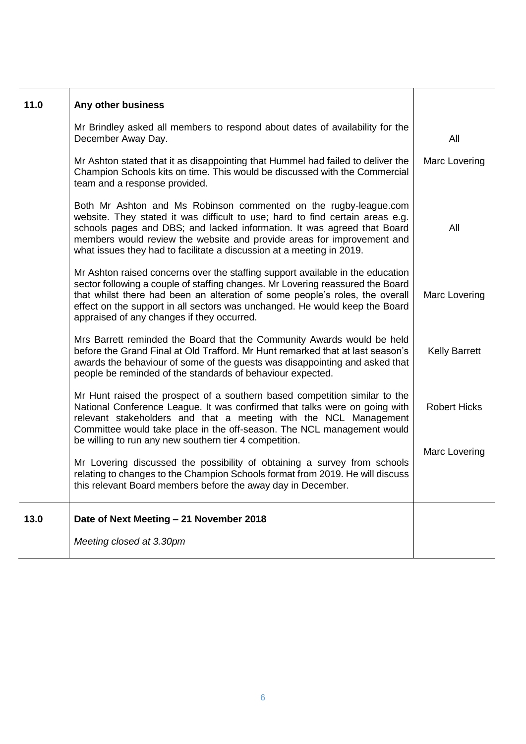| | | |
|---|---|---|
| **11.0** | **Any other business** | |
| | Mr Brindley asked all members to respond about dates of availability for the December Away Day. | All |
| | Mr Ashton stated that it as disappointing that Hummel had failed to deliver the Champion Schools kits on time. This would be discussed with the Commercial team and a response provided. | Marc Lovering |
| | Both Mr Ashton and Ms Robinson commented on the rugby-league.com website. They stated it was difficult to use; hard to find certain areas e.g. schools pages and DBS; and lacked information. It was agreed that Board members would review the website and provide areas for improvement and what issues they had to facilitate a discussion at a meeting in 2019. | All |
| | Mr Ashton raised concerns over the staffing support available in the education sector following a couple of staffing changes. Mr Lovering reassured the Board that whilst there had been an alteration of some people's roles, the overall effect on the support in all sectors was unchanged. He would keep the Board appraised of any changes if they occurred. | Marc Lovering |
| | Mrs Barrett reminded the Board that the Community Awards would be held before the Grand Final at Old Trafford. Mr Hunt remarked that at last season's awards the behaviour of some of the guests was disappointing and asked that people be reminded of the standards of behaviour expected. | Kelly Barrett |
| | Mr Hunt raised the prospect of a southern based competition similar to the National Conference League. It was confirmed that talks were on going with relevant stakeholders and that a meeting with the NCL Management Committee would take place in the off-season. The NCL management would be willing to run any new southern tier 4 competition. | Robert Hicks |
| | Mr Lovering discussed the possibility of obtaining a survey from schools relating to changes to the Champion Schools format from 2019. He will discuss this relevant Board members before the away day in December. | Marc Lovering |
| **13.0** | **Date of Next Meeting – 21 November 2018** | |
| | *Meeting closed at 3.30pm* | |